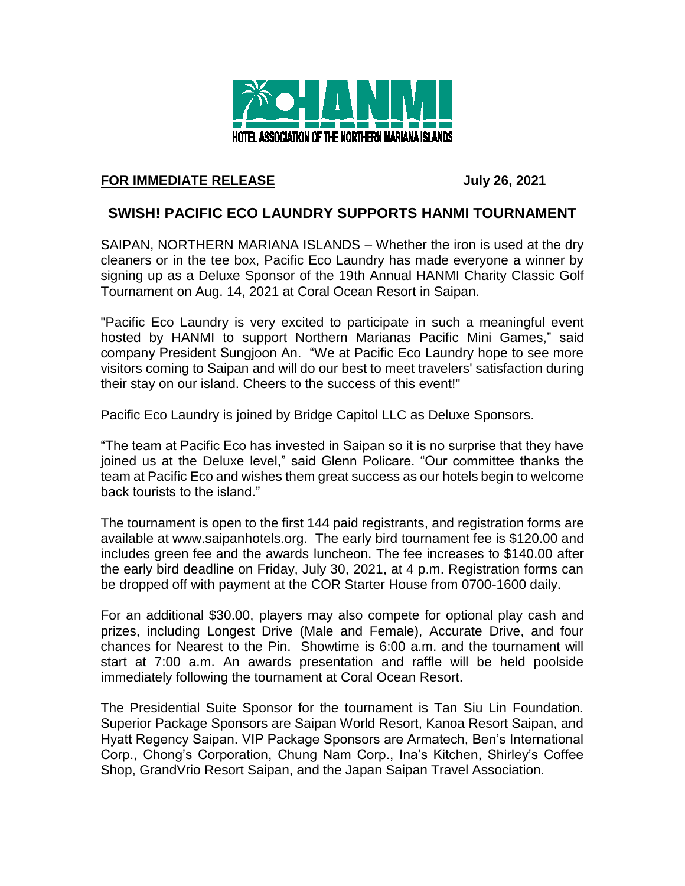HOTEL ASSOCIATION OF THE NORTHERN MARIANA ISLANDS

**FOR IMMEDIATE RELEASE** **July 26, 2021**

## SWISH! PACIFIC ECO LAUNDRY SUPPORTS HANMI TOURNAMENT

SAIPAN, NORTHERN MARIANA ISLANDS – Whether the iron is used at the dry cleaners or in the tee box, Pacific Eco Laundry has made everyone a winner by signing up as a Deluxe Sponsor of the 19th Annual HANMI Charity Classic Golf Tournament on Aug. 14, 2021 at Coral Ocean Resort in Saipan.

"Pacific Eco Laundry is very excited to participate in such a meaningful event hosted by HANMI to support Northern Marianas Pacific Mini Games," said company President Sungjoon An. "We at Pacific Eco Laundry hope to see more visitors coming to Saipan and will do our best to meet travelers' satisfaction during their stay on our island. Cheers to the success of this event!"

Pacific Eco Laundry is joined by Bridge Capitol LLC as Deluxe Sponsors.

"The team at Pacific Eco has invested in Saipan so it is no surprise that they have joined us at the Deluxe level," said Glenn Policare. "Our committee thanks the team at Pacific Eco and wishes them great success as our hotels begin to welcome back tourists to the island."

The tournament is open to the first 144 paid registrants, and registration forms are available at www.saipanhotels.org. The early bird tournament fee is $120.00 and includes green fee and the awards luncheon. The fee increases to $140.00 after the early bird deadline on Friday, July 30, 2021, at 4 p.m. Registration forms can be dropped off with payment at the COR Starter House from 0700-1600 daily.

For an additional $30.00, players may also compete for optional play cash and prizes, including Longest Drive (Male and Female), Accurate Drive, and four chances for Nearest to the Pin. Showtime is 6:00 a.m. and the tournament will start at 7:00 a.m. An awards presentation and raffle will be held poolside immediately following the tournament at Coral Ocean Resort.

The Presidential Suite Sponsor for the tournament is Tan Siu Lin Foundation. Superior Package Sponsors are Saipan World Resort, Kanoa Resort Saipan, and Hyatt Regency Saipan. VIP Package Sponsors are Armatech, Ben's International Corp., Chong's Corporation, Chung Nam Corp., Ina's Kitchen, Shirley's Coffee Shop, GrandVrio Resort Saipan, and the Japan Saipan Travel Association.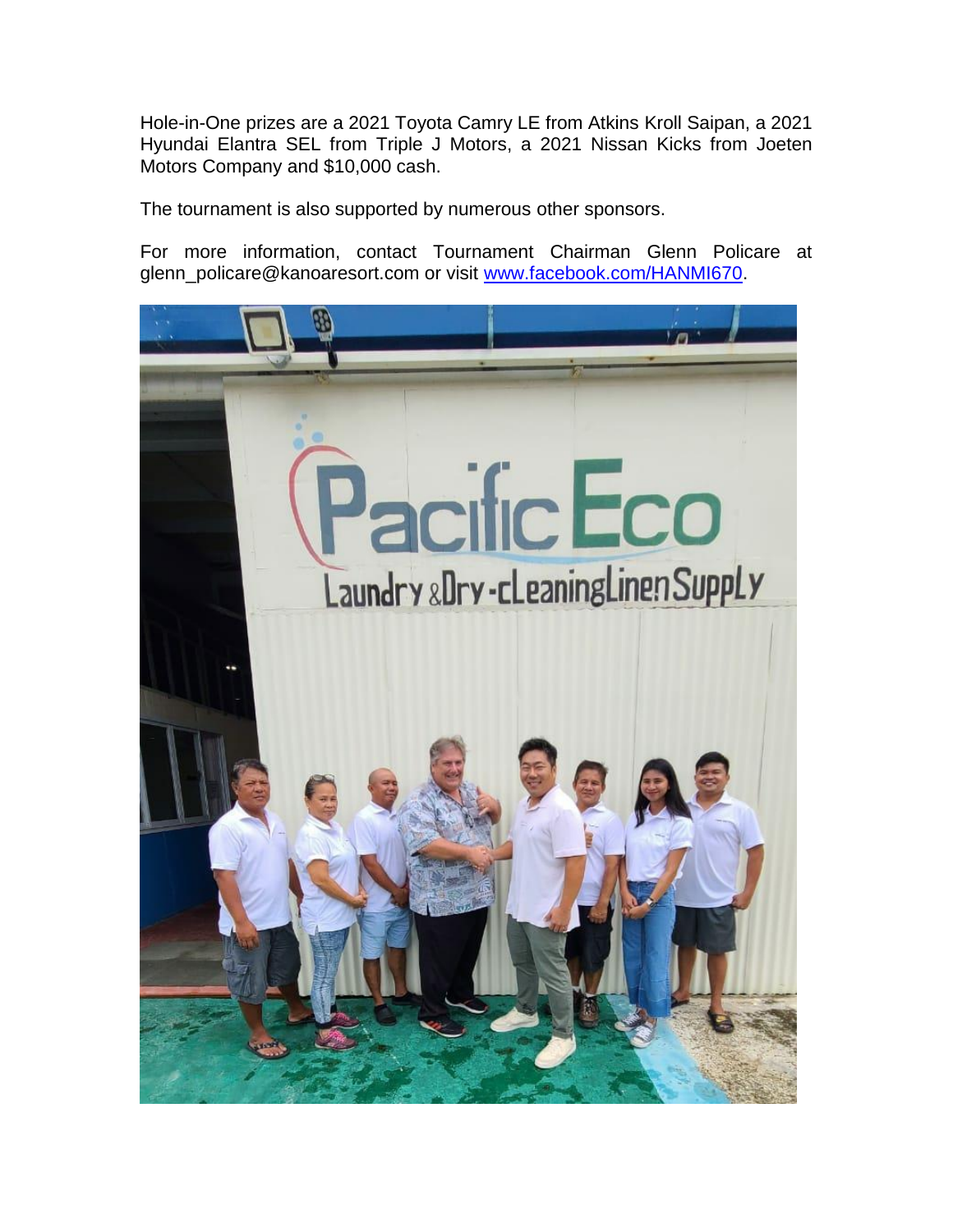Hole-in-One prizes are a 2021 Toyota Camry LE from Atkins Kroll Saipan, a 2021 Hyundai Elantra SEL from Triple J Motors, a 2021 Nissan Kicks from Joeten Motors Company and $10,000 cash.

The tournament is also supported by numerous other sponsors.

For more information, contact Tournament Chairman Glenn Policare at glenn_policare@kanoaresort.com or visit [www.facebook.com/HANMI670](www.facebook.com/HANMI670).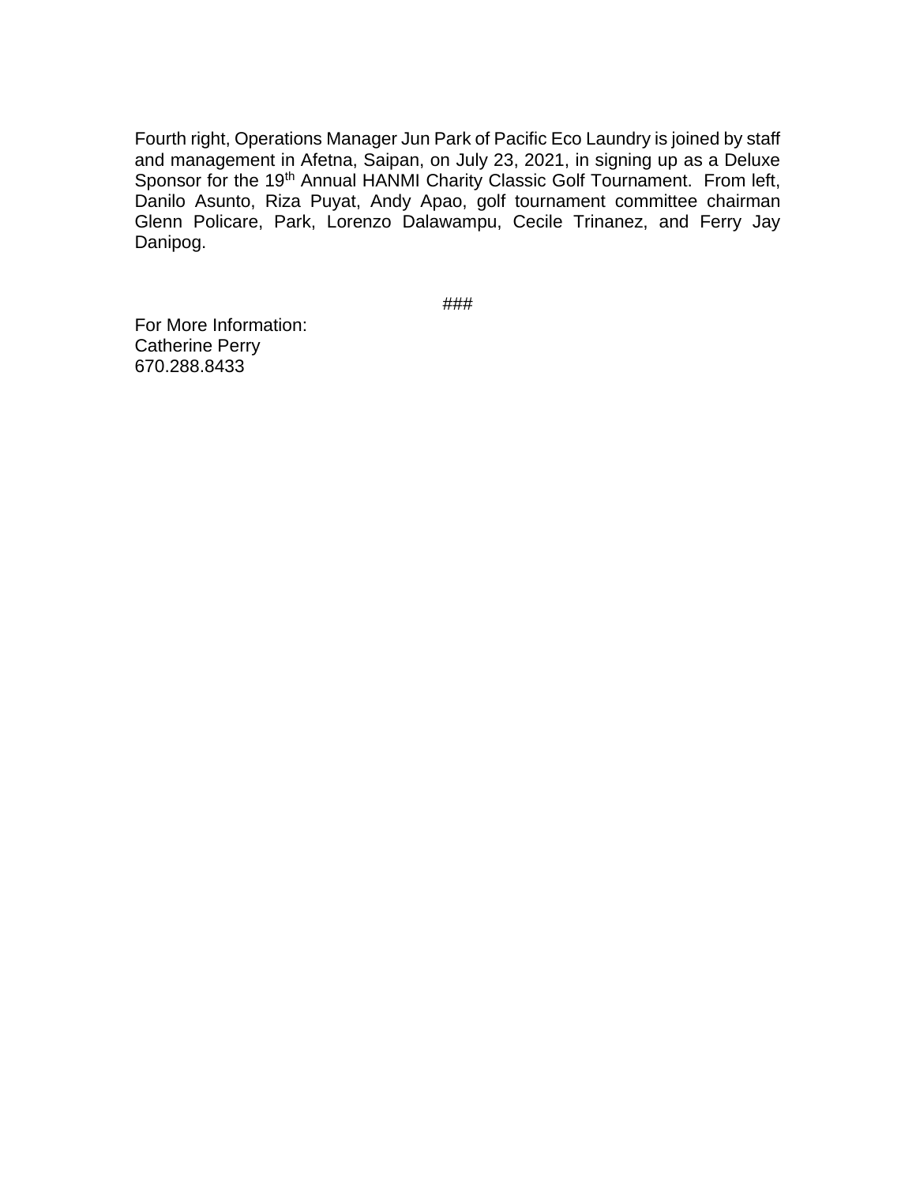Fourth right, Operations Manager Jun Park of Pacific Eco Laundry is joined by staff and management in Afetna, Saipan, on July 23, 2021, in signing up as a Deluxe Sponsor for the 19th Annual HANMI Charity Classic Golf Tournament. From left, Danilo Asunto, Riza Puyat, Andy Apao, golf tournament committee chairman Glenn Policare, Park, Lorenzo Dalawampu, Cecile Trinanez, and Ferry Jay Danipog.

###

For More Information:
Catherine Perry
670.288.8433